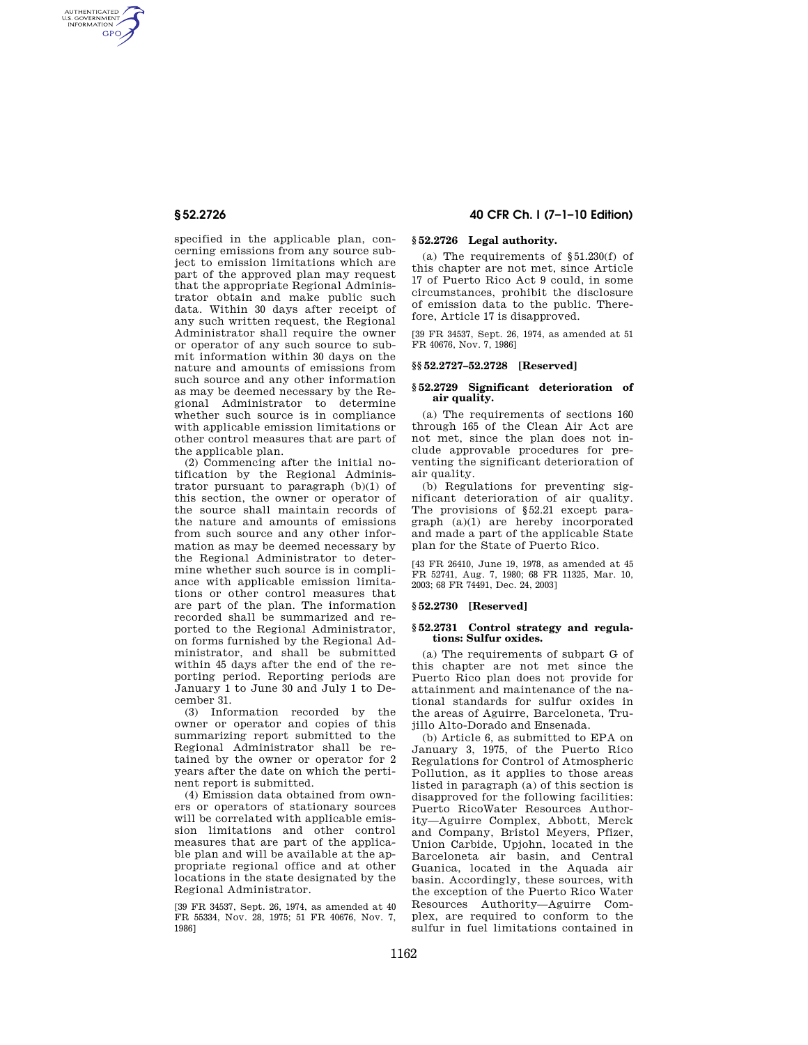specified in the applicable plan, concerning emissions from any source subject to emission limitations which are part of the approved plan may request that the appropriate Regional Administrator obtain and make public such data. Within 30 days after receipt of any such written request, the Regional Administrator shall require the owner or operator of any such source to submit information within 30 days on the nature and amounts of emissions from such source and any other information as may be deemed necessary by the Regional Administrator to determine whether such source is in compliance with applicable emission limitations or other control measures that are part of the applicable plan.

(2) Commencing after the initial notification by the Regional Administrator pursuant to paragraph (b)(1) of this section, the owner or operator of the source shall maintain records of the nature and amounts of emissions from such source and any other information as may be deemed necessary by the Regional Administrator to determine whether such source is in compliance with applicable emission limitations or other control measures that are part of the plan. The information recorded shall be summarized and reported to the Regional Administrator, on forms furnished by the Regional Administrator, and shall be submitted within 45 days after the end of the reporting period. Reporting periods are January 1 to June 30 and July 1 to December 31.

(3) Information recorded by the owner or operator and copies of this summarizing report submitted to the Regional Administrator shall be retained by the owner or operator for 2 years after the date on which the pertinent report is submitted.

(4) Emission data obtained from owners or operators of stationary sources will be correlated with applicable emission limitations and other control measures that are part of the applicable plan and will be available at the appropriate regional office and at other locations in the state designated by the Regional Administrator.

[39 FR 34537, Sept. 26, 1974, as amended at 40 FR 55334, Nov. 28, 1975; 51 FR 40676, Nov. 7, 1986]

## § 52.2726 Legal authority.

(a) The requirements of §51.230(f) of this chapter are not met, since Article 17 of Puerto Rico Act 9 could, in some circumstances, prohibit the disclosure of emission data to the public. Therefore, Article 17 is disapproved.

[39 FR 34537, Sept. 26, 1974, as amended at 51 FR 40676, Nov. 7, 1986]

## §§ 52.2727–52.2728 [Reserved]

## § 52.2729 Significant deterioration of air quality.

(a) The requirements of sections 160 through 165 of the Clean Air Act are not met, since the plan does not include approvable procedures for preventing the significant deterioration of air quality.

(b) Regulations for preventing significant deterioration of air quality. The provisions of §52.21 except paragraph (a)(1) are hereby incorporated and made a part of the applicable State plan for the State of Puerto Rico.

[43 FR 26410, June 19, 1978, as amended at 45 FR 52741, Aug. 7, 1980; 68 FR 11325, Mar. 10, 2003; 68 FR 74491, Dec. 24, 2003]

## § 52.2730 [Reserved]

## § 52.2731 Control strategy and regulations: Sulfur oxides.

(a) The requirements of subpart G of this chapter are not met since the Puerto Rico plan does not provide for attainment and maintenance of the national standards for sulfur oxides in the areas of Aguirre, Barceloneta, Trujillo Alto-Dorado and Ensenada.

(b) Article 6, as submitted to EPA on January 3, 1975, of the Puerto Rico Regulations for Control of Atmospheric Pollution, as it applies to those areas listed in paragraph (a) of this section is disapproved for the following facilities: Puerto RicoWater Resources Authority—Aguirre Complex, Abbott, Merck and Company, Bristol Meyers, Pfizer, Union Carbide, Upjohn, located in the Barceloneta air basin, and Central Guanica, located in the Aquada air basin. Accordingly, these sources, with the exception of the Puerto Rico Water Resources Authority—Aguirre Complex, are required to conform to the sulfur in fuel limitations contained in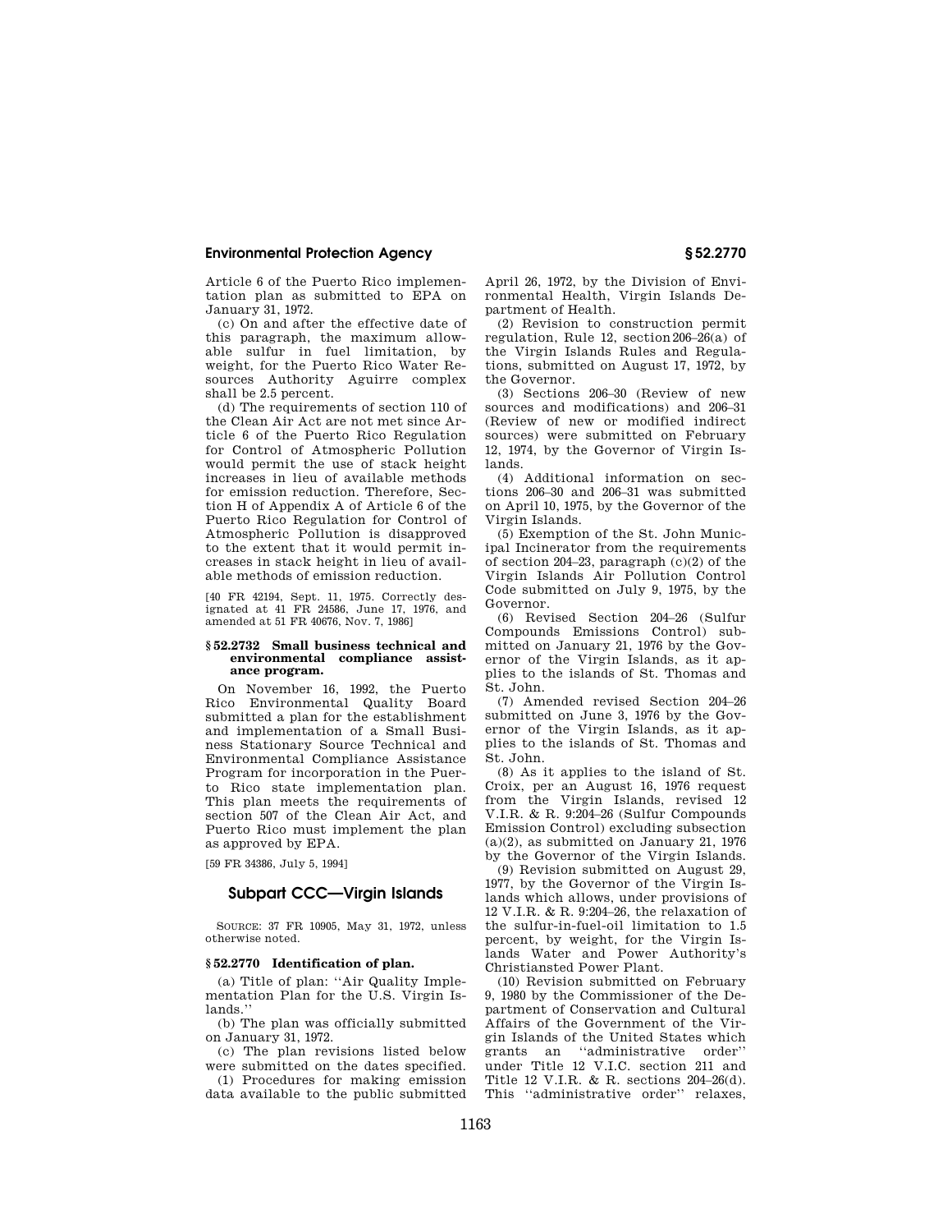Article 6 of the Puerto Rico implementation plan as submitted to EPA on January 31, 1972.

(c) On and after the effective date of this paragraph, the maximum allowable sulfur in fuel limitation, by weight, for the Puerto Rico Water Resources Authority Aguirre complex shall be 2.5 percent.

(d) The requirements of section 110 of the Clean Air Act are not met since Article 6 of the Puerto Rico Regulation for Control of Atmospheric Pollution would permit the use of stack height increases in lieu of available methods for emission reduction. Therefore, Section H of Appendix A of Article 6 of the Puerto Rico Regulation for Control of Atmospheric Pollution is disapproved to the extent that it would permit increases in stack height in lieu of available methods of emission reduction.

[40 FR 42194, Sept. 11, 1975. Correctly designated at 41 FR 24586, June 17, 1976, and amended at 51 FR 40676, Nov. 7, 1986]

### § 52.2732 Small business technical and environmental compliance assistance program.

On November 16, 1992, the Puerto Rico Environmental Quality Board submitted a plan for the establishment and implementation of a Small Business Stationary Source Technical and Environmental Compliance Assistance Program for incorporation in the Puerto Rico state implementation plan. This plan meets the requirements of section 507 of the Clean Air Act, and Puerto Rico must implement the plan as approved by EPA.

[59 FR 34386, July 5, 1994]

## Subpart CCC—Virgin Islands

SOURCE: 37 FR 10905, May 31, 1972, unless otherwise noted.

### § 52.2770 Identification of plan.

(a) Title of plan: "Air Quality Implementation Plan for the U.S. Virgin Islands."

(b) The plan was officially submitted on January 31, 1972.

(c) The plan revisions listed below were submitted on the dates specified.

(1) Procedures for making emission data available to the public submitted April 26, 1972, by the Division of Environmental Health, Virgin Islands Department of Health.

(2) Revision to construction permit regulation, Rule 12, section 206–26(a) of the Virgin Islands Rules and Regulations, submitted on August 17, 1972, by the Governor.

(3) Sections 206–30 (Review of new sources and modifications) and 206–31 (Review of new or modified indirect sources) were submitted on February 12, 1974, by the Governor of Virgin Islands.

(4) Additional information on sections 206–30 and 206–31 was submitted on April 10, 1975, by the Governor of the Virgin Islands.

(5) Exemption of the St. John Municipal Incinerator from the requirements of section 204–23, paragraph (c)(2) of the Virgin Islands Air Pollution Control Code submitted on July 9, 1975, by the Governor.

(6) Revised Section 204–26 (Sulfur Compounds Emissions Control) submitted on January 21, 1976 by the Governor of the Virgin Islands, as it applies to the islands of St. Thomas and St. John.

(7) Amended revised Section 204–26 submitted on June 3, 1976 by the Governor of the Virgin Islands, as it applies to the islands of St. Thomas and St. John.

(8) As it applies to the island of St. Croix, per an August 16, 1976 request from the Virgin Islands, revised 12 V.I.R. & R. 9:204–26 (Sulfur Compounds Emission Control) excluding subsection (a)(2), as submitted on January 21, 1976 by the Governor of the Virgin Islands.

(9) Revision submitted on August 29, 1977, by the Governor of the Virgin Islands which allows, under provisions of 12 V.I.R. & R. 9:204–26, the relaxation of the sulfur-in-fuel-oil limitation to 1.5 percent, by weight, for the Virgin Islands Water and Power Authority's Christiansted Power Plant.

(10) Revision submitted on February 9, 1980 by the Commissioner of the Department of Conservation and Cultural Affairs of the Government of the Virgin Islands of the United States which grants an "administrative order" under Title 12 V.I.C. section 211 and Title 12 V.I.R. & R. sections 204–26(d). This "administrative order" relaxes,